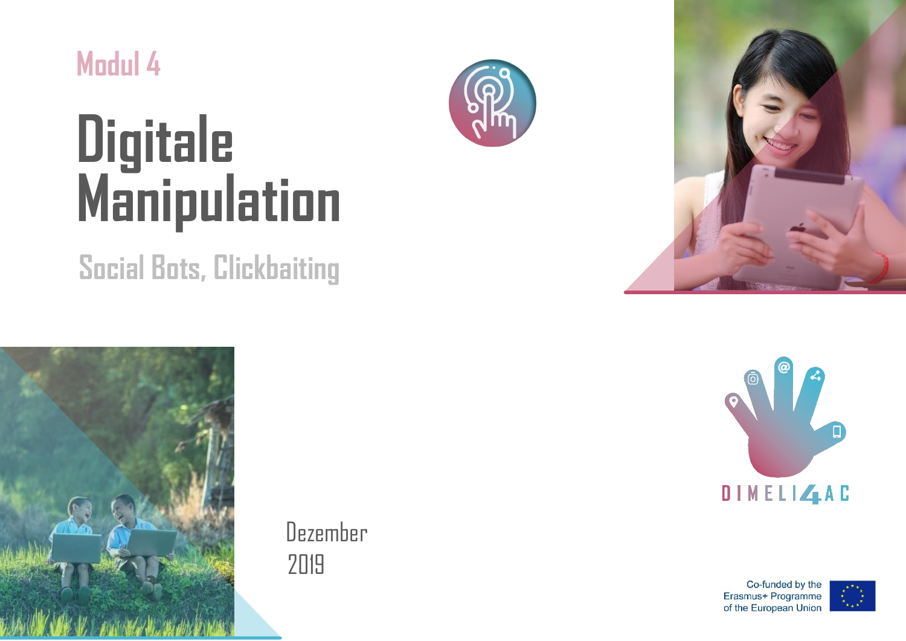Modul 4

# Digitale Manipulation

## Social Bots, Clickbaiting

Dezember 2019

DIMELI4AC

Co-funded by the Erasmus+ Programme of the European Union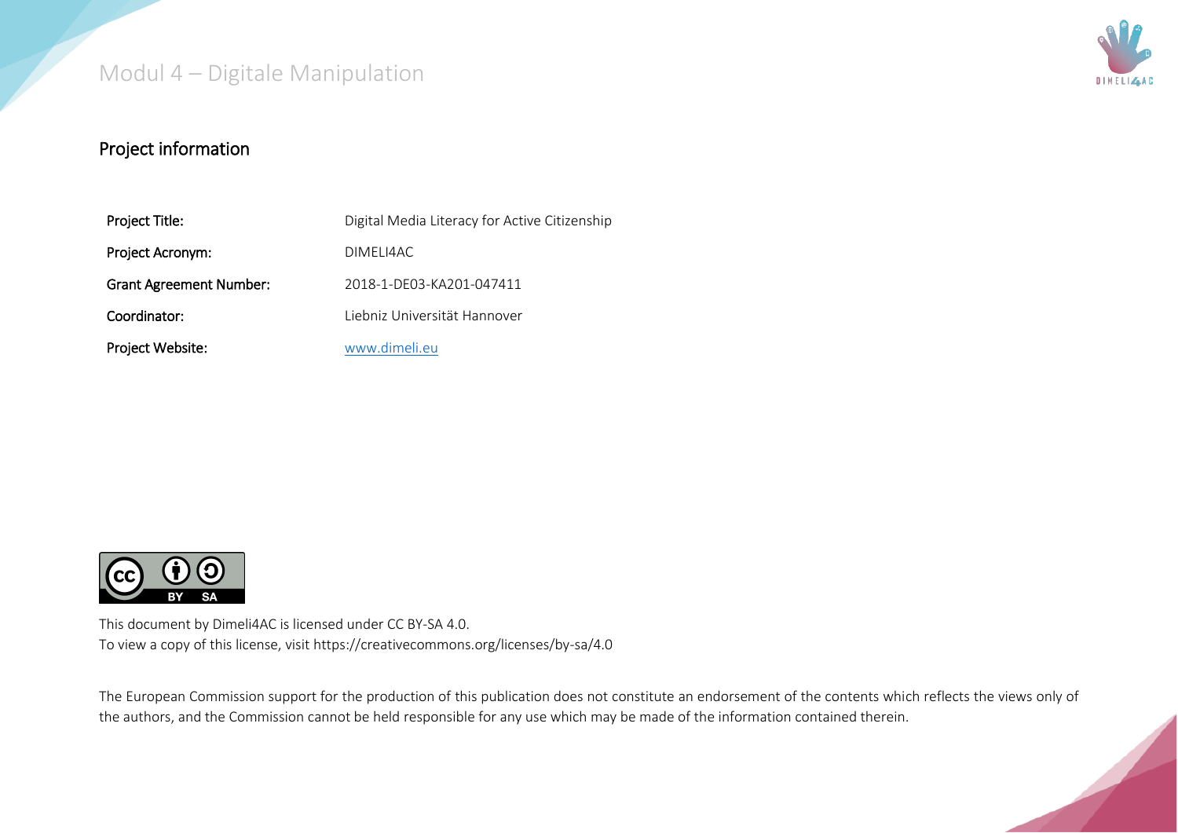## Project information

| | |
|---|---|
| Project Title: | Digital Media Literacy for Active Citizenship |
| Project Acronym: | DIMELI4AC |
| Grant Agreement Number: | 2018-1-DE03-KA201-047411 |
| Coordinator: | Liebniz Universität Hannover |
| Project Website: | [www.dimeli.eu](http://www.dimeli.eu) |

This document by Dimeli4AC is licensed under CC BY-SA 4.0.
To view a copy of this license, visit https://creativecommons.org/licenses/by-sa/4.0

The European Commission support for the production of this publication does not constitute an endorsement of the contents which reflects the views only of the authors, and the Commission cannot be held responsible for any use which may be made of the information contained therein.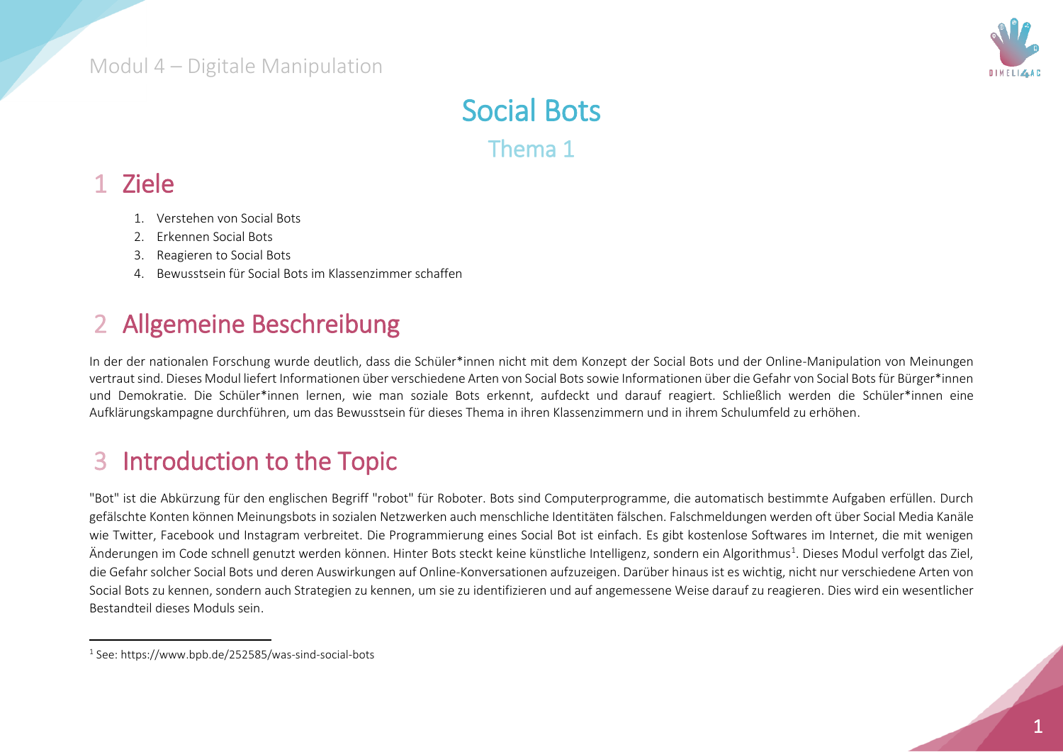# Social Bots

## Thema 1

## 1 Ziele

1. Verstehen von Social Bots
2. Erkennen Social Bots
3. Reagieren to Social Bots
4. Bewusstsein für Social Bots im Klassenzimmer schaffen

## 2 Allgemeine Beschreibung

In der der nationalen Forschung wurde deutlich, dass die Schüler*innen nicht mit dem Konzept der Social Bots und der Online-Manipulation von Meinungen vertraut sind. Dieses Modul liefert Informationen über verschiedene Arten von Social Bots sowie Informationen über die Gefahr von Social Bots für Bürger*innen und Demokratie. Die Schüler*innen lernen, wie man soziale Bots erkennt, aufdeckt und darauf reagiert. Schließlich werden die Schüler*innen eine Aufklärungskampagne durchführen, um das Bewusstsein für dieses Thema in ihren Klassenzimmern und in ihrem Schulumfeld zu erhöhen.

## 3 Introduction to the Topic

"Bot" ist die Abkürzung für den englischen Begriff "robot" für Roboter. Bots sind Computerprogramme, die automatisch bestimmte Aufgaben erfüllen. Durch gefälschte Konten können Meinungsbots in sozialen Netzwerken auch menschliche Identitäten fälschen. Falschmeldungen werden oft über Social Media Kanäle wie Twitter, Facebook und Instagram verbreitet. Die Programmierung eines Social Bot ist einfach. Es gibt kostenlose Softwares im Internet, die mit wenigen Änderungen im Code schnell genutzt werden können. Hinter Bots steckt keine künstliche Intelligenz, sondern ein Algorithmus[1]. Dieses Modul verfolgt das Ziel, die Gefahr solcher Social Bots und deren Auswirkungen auf Online-Konversationen aufzuzeigen. Darüber hinaus ist es wichtig, nicht nur verschiedene Arten von Social Bots zu kennen, sondern auch Strategien zu kennen, um sie zu identifizieren und auf angemessene Weise darauf zu reagieren. Dies wird ein wesentlicher Bestandteil dieses Moduls sein.

---

[1] See: https://www.bpb.de/252585/was-sind-social-bots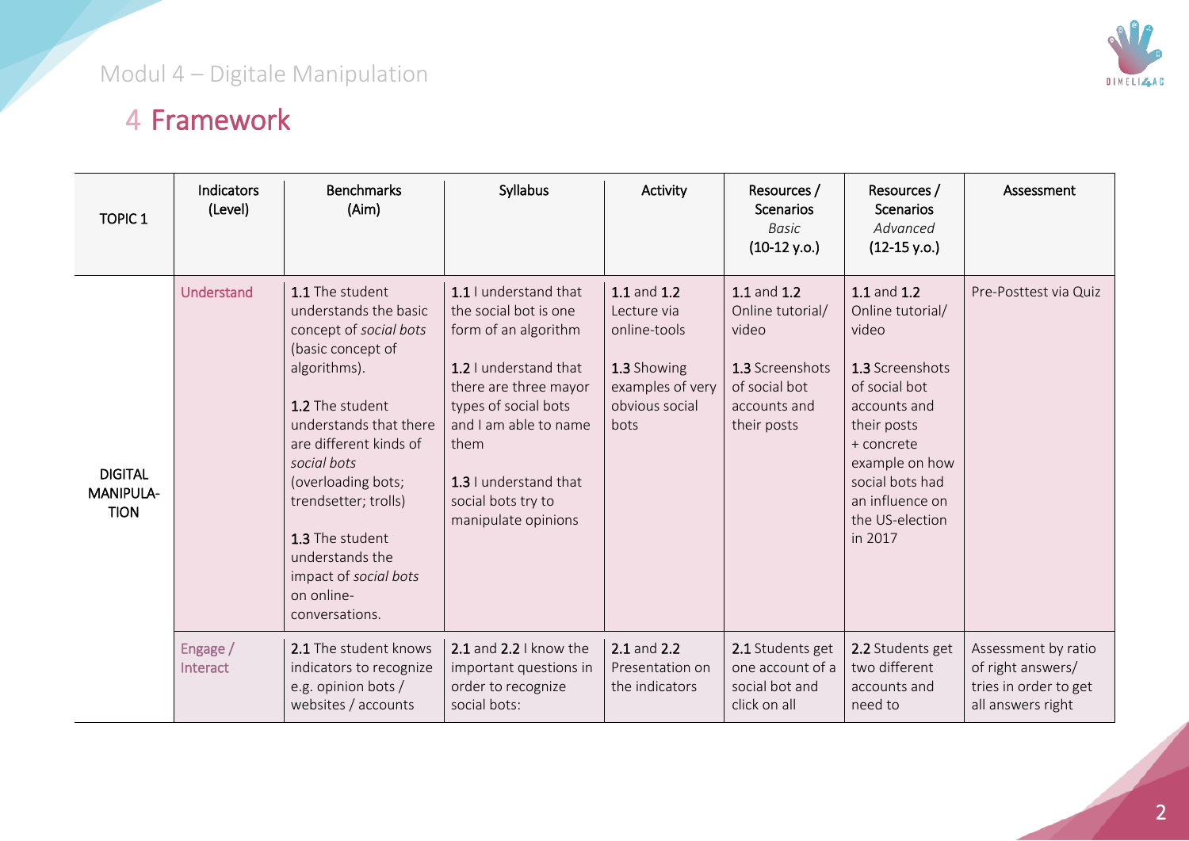## 4 Framework

| TOPIC 1 | Indicators (Level) | Benchmarks (Aim) | Syllabus | Activity | Resources / Scenarios *Basic* (10-12 y.o.) | Resources / Scenarios *Advanced* (12-15 y.o.) | Assessment |
|---|---|---|---|---|---|---|---|
| DIGITAL MANIPULA-TION | Understand | 1.1 The student understands the basic concept of *social bots* (basic concept of algorithms).<br><br>1.2 The student understands that there are different kinds of *social bots* (overloading bots; trendsetter; trolls)<br><br>1.3 The student understands the impact of *social bots* on online-conversations. | 1.1 I understand that the social bot is one form of an algorithm<br><br>1.2 I understand that there are three mayor types of social bots and I am able to name them<br><br>1.3 I understand that social bots try to manipulate opinions | 1.1 and 1.2 Lecture via online-tools<br><br>1.3 Showing examples of very obvious social bots | 1.1 and 1.2 Online tutorial/ video<br><br>1.3 Screenshots of social bot accounts and their posts | 1.1 and 1.2 Online tutorial/ video<br><br>1.3 Screenshots of social bot accounts and their posts + concrete example on how social bots had an influence on the US-election in 2017 | Pre-Posttest via Quiz |
| | Engage / Interact | 2.1 The student knows indicators to recognize e.g. opinion bots / websites / accounts | 2.1 and 2.2 I know the important questions in order to recognize social bots: | 2.1 and 2.2 Presentation on the indicators | 2.1 Students get one account of a social bot and click on all | 2.2 Students get two different accounts and need to | Assessment by ratio of right answers/ tries in order to get all answers right |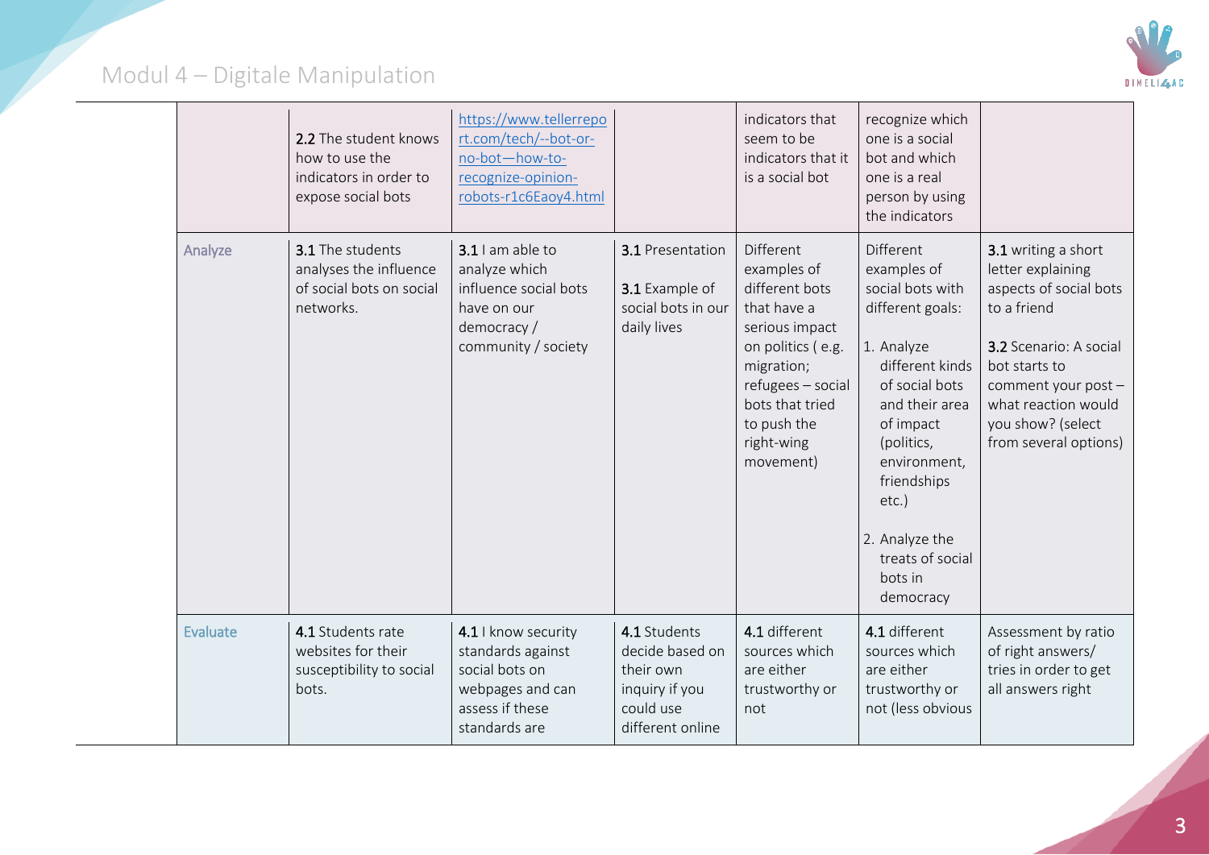|  |  |  |  |  |  |  |
|---|---|---|---|---|---|---|
|  | **2.2** The student knows how to use the indicators in order to expose social bots | https://www.tellerreport.com/tech/--bot-or-no-bot—how-to-recognize-opinion-robots-r1c6Eaoy4.html |  | indicators that seem to be indicators that it is a social bot | recognize which one is a social bot and which one is a real person by using the indicators |  |
| Analyze | **3.1** The students analyses the influence of social bots on social networks. | **3.1** I am able to analyze which influence social bots have on our democracy / community / society | **3.1** Presentation<br><br>**3.1** Example of social bots in our daily lives | Different examples of different bots that have a serious impact on politics ( e.g. migration; refugees – social bots that tried to push the right-wing movement) | Different examples of social bots with different goals:<br><br>1. Analyze different kinds of social bots and their area of impact (politics, environment, friendships etc.)<br><br>2. Analyze the treats of social bots in democracy | **3.1** writing a short letter explaining aspects of social bots to a friend<br><br>**3.2** Scenario: A social bot starts to comment your post – what reaction would you show? (select from several options) |
| Evaluate | **4.1** Students rate websites for their susceptibility to social bots. | **4.1** I know security standards against social bots on webpages and can assess if these standards are | **4.1** Students decide based on their own inquiry if you could use different online | **4.1** different sources which are either trustworthy or not | **4.1** different sources which are either trustworthy or not (less obvious | Assessment by ratio of right answers/ tries in order to get all answers right |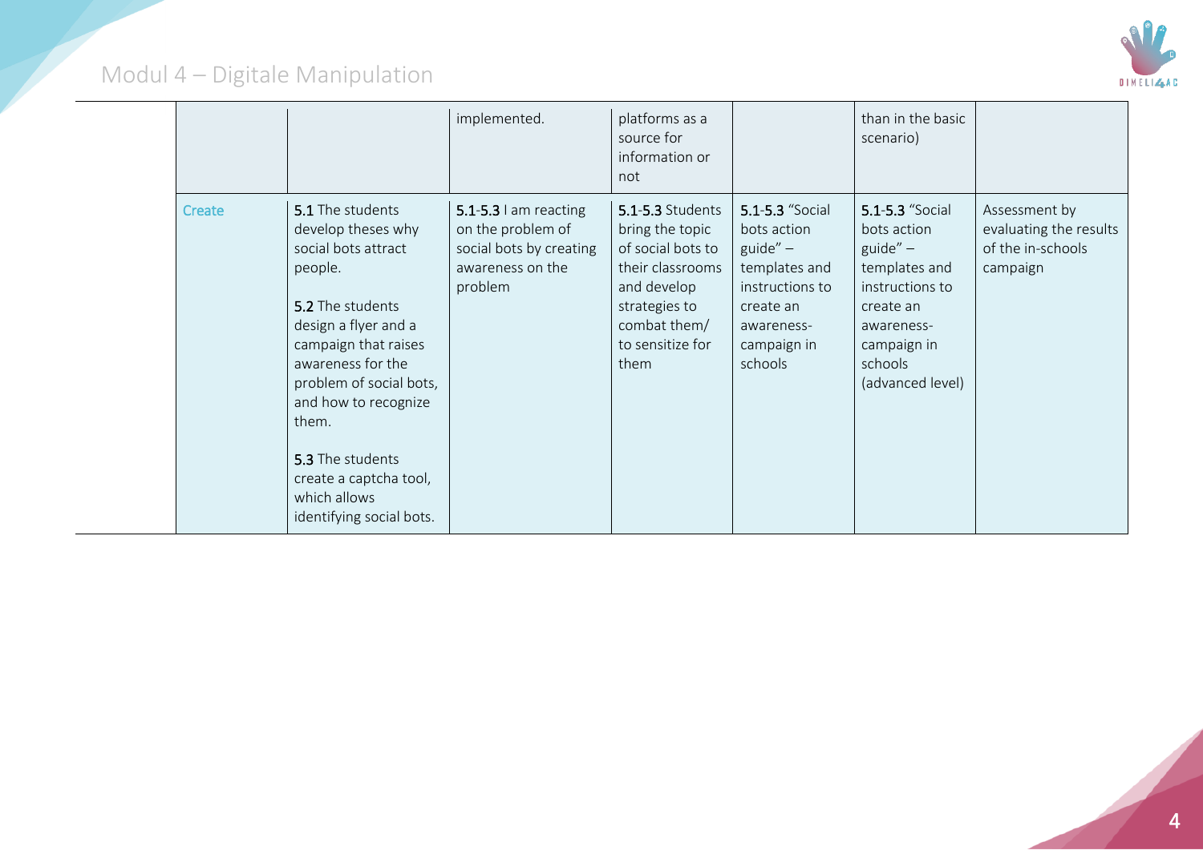| | | | | | | |
|---|---|---|---|---|---|---|
| | | implemented. | platforms as a source for information or not | | than in the basic scenario) | |
| Create | **5.1** The students develop theses why social bots attract people.<br><br>**5.2** The students design a flyer and a campaign that raises awareness for the problem of social bots, and how to recognize them.<br><br>**5.3** The students create a captcha tool, which allows identifying social bots. | **5.1-5.3** I am reacting on the problem of social bots by creating awareness on the problem | **5.1-5.3** Students bring the topic of social bots to their classrooms and develop strategies to combat them/ to sensitize for them | **5.1-5.3** "Social bots action guide" – templates and instructions to create an awareness-campaign in schools | **5.1-5.3** "Social bots action guide" – templates and instructions to create an awareness-campaign in schools (advanced level) | Assessment by evaluating the results of the in-schools campaign |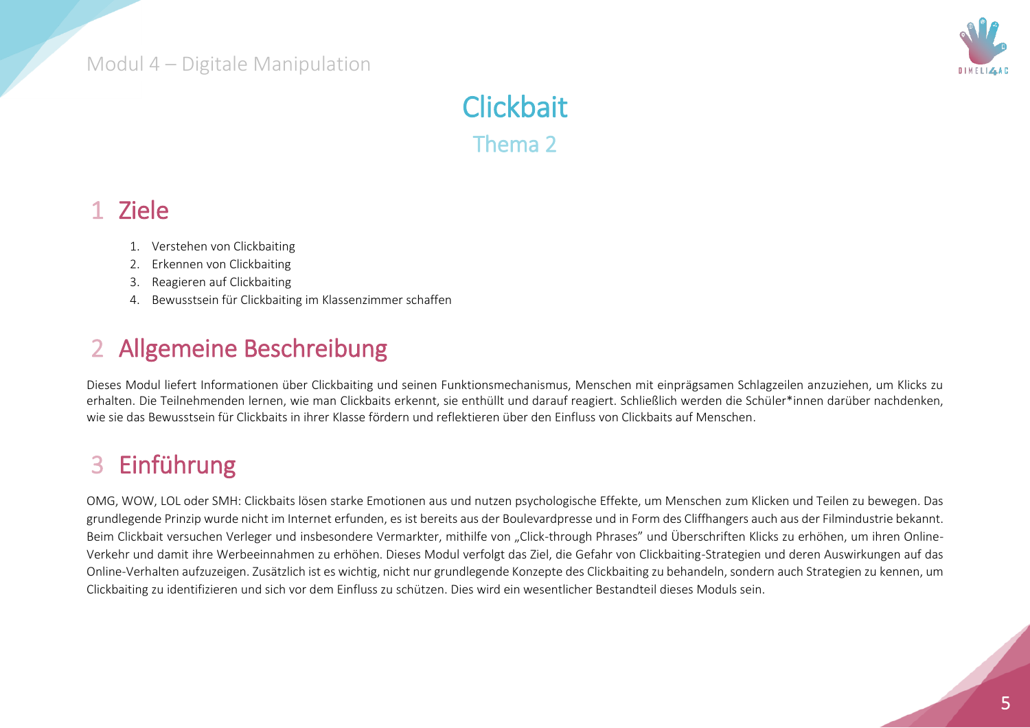# Clickbait

## Thema 2

## 1 Ziele

1. Verstehen von Clickbaiting
2. Erkennen von Clickbaiting
3. Reagieren auf Clickbaiting
4. Bewusstsein für Clickbaiting im Klassenzimmer schaffen

## 2 Allgemeine Beschreibung

Dieses Modul liefert Informationen über Clickbaiting und seinen Funktionsmechanismus, Menschen mit einprägsamen Schlagzeilen anzuziehen, um Klicks zu erhalten. Die Teilnehmenden lernen, wie man Clickbaits erkennt, sie enthüllt und darauf reagiert. Schließlich werden die Schüler*innen darüber nachdenken, wie sie das Bewusstsein für Clickbaits in ihrer Klasse fördern und reflektieren über den Einfluss von Clickbaits auf Menschen.

## 3 Einführung

OMG, WOW, LOL oder SMH: Clickbaits lösen starke Emotionen aus und nutzen psychologische Effekte, um Menschen zum Klicken und Teilen zu bewegen. Das grundlegende Prinzip wurde nicht im Internet erfunden, es ist bereits aus der Boulevardpresse und in Form des Cliffhangers auch aus der Filmindustrie bekannt. Beim Clickbait versuchen Verleger und insbesondere Vermarkter, mithilfe von „Click-through Phrases" und Überschriften Klicks zu erhöhen, um ihren Online-Verkehr und damit ihre Werbeeinnahmen zu erhöhen. Dieses Modul verfolgt das Ziel, die Gefahr von Clickbaiting-Strategien und deren Auswirkungen auf das Online-Verhalten aufzuzeigen. Zusätzlich ist es wichtig, nicht nur grundlegende Konzepte des Clickbaiting zu behandeln, sondern auch Strategien zu kennen, um Clickbaiting zu identifizieren und sich vor dem Einfluss zu schützen. Dies wird ein wesentlicher Bestandteil dieses Moduls sein.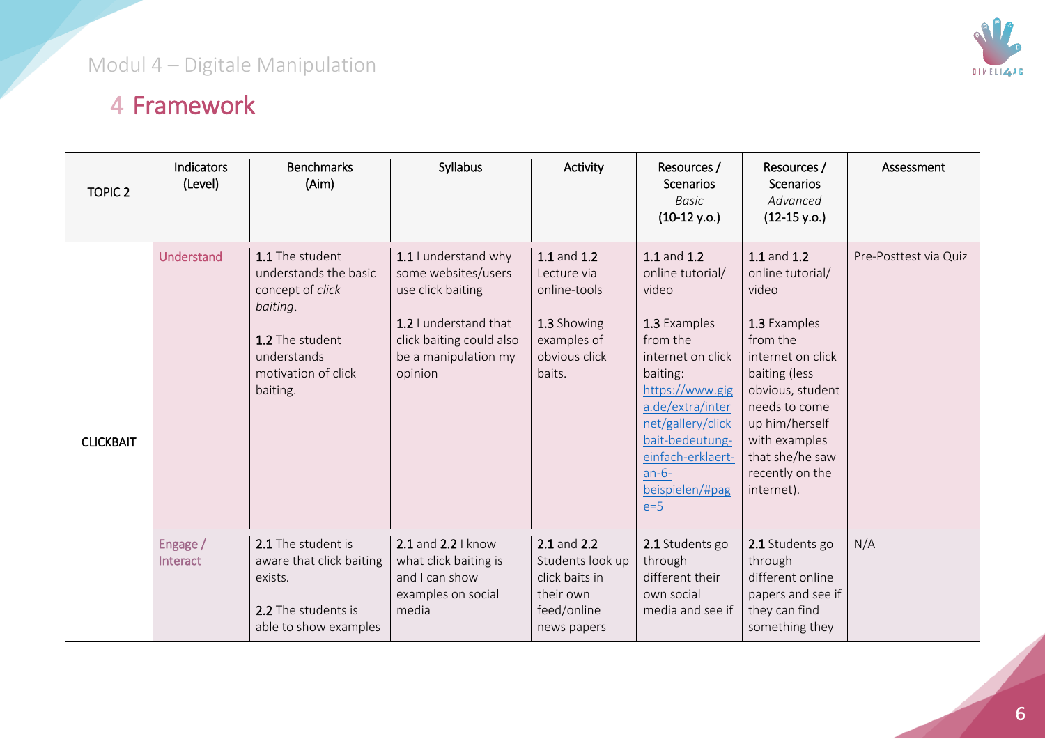# 4 Framework

| TOPIC 2 | Indicators (Level) | Benchmarks (Aim) | Syllabus | Activity | Resources / Scenarios *Basic* (10-12 y.o.) | Resources / Scenarios *Advanced* (12-15 y.o.) | Assessment |
|---|---|---|---|---|---|---|---|
| CLICKBAIT | Understand | **1.1** The student understands the basic concept of *click baiting*.<br><br>**1.2** The student understands motivation of click baiting. | **1.1** I understand why some websites/users use click baiting<br><br>**1.2** I understand that click baiting could also be a manipulation my opinion | **1.1** and **1.2** Lecture via online-tools<br><br>**1.3** Showing examples of obvious click baits. | **1.1** and **1.2** online tutorial/ video<br><br>**1.3** Examples from the internet on click baiting: https://www.giga.de/extra/internet/gallery/clickbait-bedeutung-einfach-erklaert-an-6-beispielen/#page=5 | **1.1** and **1.2** online tutorial/ video<br><br>**1.3** Examples from the internet on click baiting (less obvious, student needs to come up him/herself with examples that she/he saw recently on the internet). | Pre-Posttest via Quiz |
| | Engage / Interact | **2.1** The student is aware that click baiting exists.<br><br>**2.2** The students is able to show examples | **2.1** and **2.2** I know what click baiting is and I can show examples on social media | **2.1** and **2.2** Students look up click baits in their own feed/online news papers | **2.1** Students go through different their own social media and see if | **2.1** Students go through different online papers and see if they can find something they | N/A |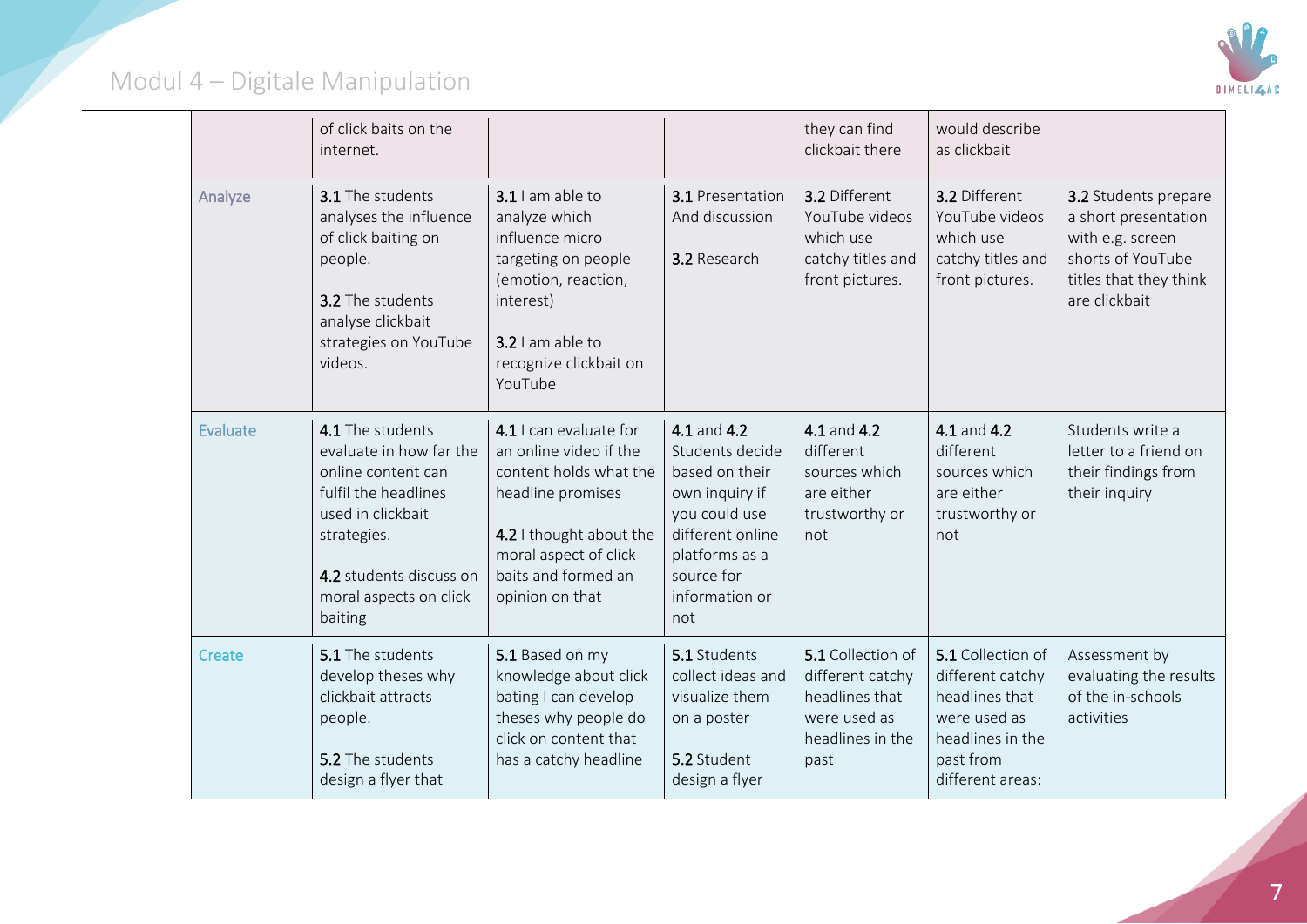| | | | | | | |
|---|---|---|---|---|---|---|
| | of click baits on the internet. | | | they can find clickbait there | would describe as clickbait | |
| Analyze | **3.1** The students analyses the influence of click baiting on people.<br><br>**3.2** The students analyse clickbait strategies on YouTube videos. | **3.1** I am able to analyze which influence micro targeting on people (emotion, reaction, interest)<br><br>**3.2** I am able to recognize clickbait on YouTube | **3.1** Presentation And discussion<br><br>**3.2** Research | **3.2** Different YouTube videos which use catchy titles and front pictures. | **3.2** Different YouTube videos which use catchy titles and front pictures. | **3.2** Students prepare a short presentation with e.g. screen shorts of YouTube titles that they think are clickbait |
| Evaluate | **4.1** The students evaluate in how far the online content can fulfil the headlines used in clickbait strategies.<br><br>**4.2** students discuss on moral aspects on click baiting | **4.1** I can evaluate for an online video if the content holds what the headline promises<br><br>**4.2** I thought about the moral aspect of click baits and formed an opinion on that | **4.1** and **4.2** Students decide based on their own inquiry if you could use different online platforms as a source for information or not | **4.1** and **4.2** different sources which are either trustworthy or not | **4.1** and **4.2** different sources which are either trustworthy or not | Students write a letter to a friend on their findings from their inquiry |
| Create | **5.1** The students develop theses why clickbait attracts people.<br><br>**5.2** The students design a flyer that | **5.1** Based on my knowledge about click bating I can develop theses why people do click on content that has a catchy headline | **5.1** Students collect ideas and visualize them on a poster<br><br>**5.2** Student design a flyer | **5.1** Collection of different catchy headlines that were used as headlines in the past | **5.1** Collection of different catchy headlines that were used as headlines in the past from different areas: | Assessment by evaluating the results of the in-schools activities |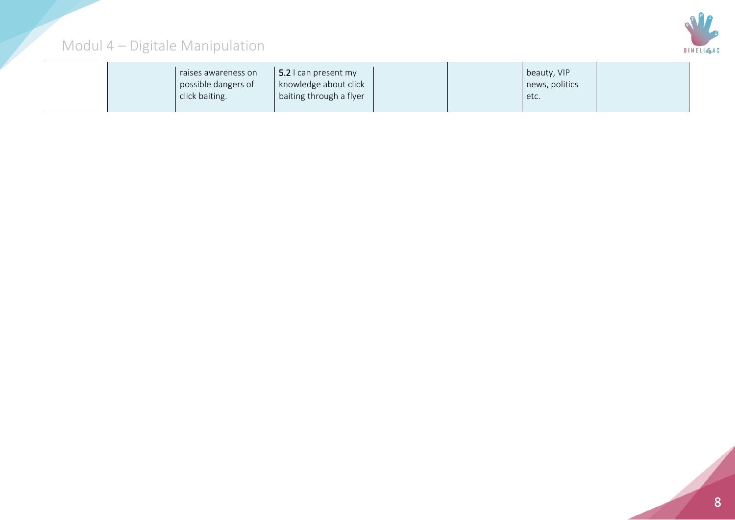| | | | | | | | |
|---|---|---|---|---|---|---|---|
| | | raises awareness on possible dangers of click baiting. | **5.2** I can present my knowledge about click baiting through a flyer | | | beauty, VIP news, politics etc. | |